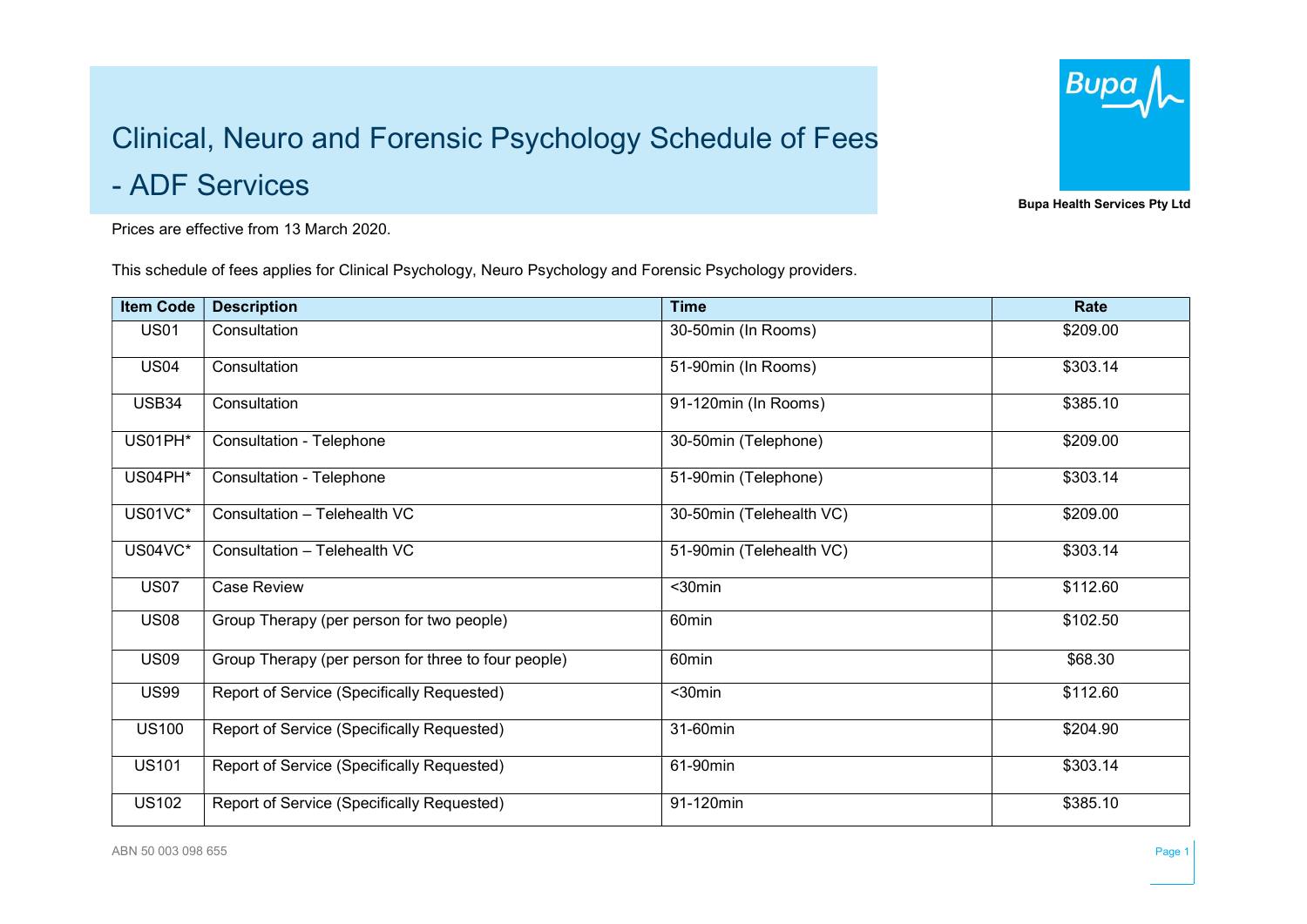# Clinical, Neuro and Forensic Psychology Schedule of Fees - ADF Services

Bupa Health Services Pty Ltd

Prices are effective from 13 March 2020.

This schedule of fees applies for Clinical Psychology, Neuro Psychology and Forensic Psychology providers.

| Item Code | Description | Time | Rate |
|---|---|---|---|
| US01 | Consultation | 30-50min (In Rooms) | $209.00 |
| US04 | Consultation | 51-90min (In Rooms) | $303.14 |
| USB34 | Consultation | 91-120min (In Rooms) | $385.10 |
| US01PH* | Consultation - Telephone | 30-50min (Telephone) | $209.00 |
| US04PH* | Consultation - Telephone | 51-90min (Telephone) | $303.14 |
| US01VC* | Consultation – Telehealth VC | 30-50min (Telehealth VC) | $209.00 |
| US04VC* | Consultation – Telehealth VC | 51-90min (Telehealth VC) | $303.14 |
| US07 | Case Review | <30min | $112.60 |
| US08 | Group Therapy (per person for two people) | 60min | $102.50 |
| US09 | Group Therapy (per person for three to four people) | 60min | $68.30 |
| US99 | Report of Service (Specifically Requested) | <30min | $112.60 |
| US100 | Report of Service (Specifically Requested) | 31-60min | $204.90 |
| US101 | Report of Service (Specifically Requested) | 61-90min | $303.14 |
| US102 | Report of Service (Specifically Requested) | 91-120min | $385.10 |

ABN 50 003 098 655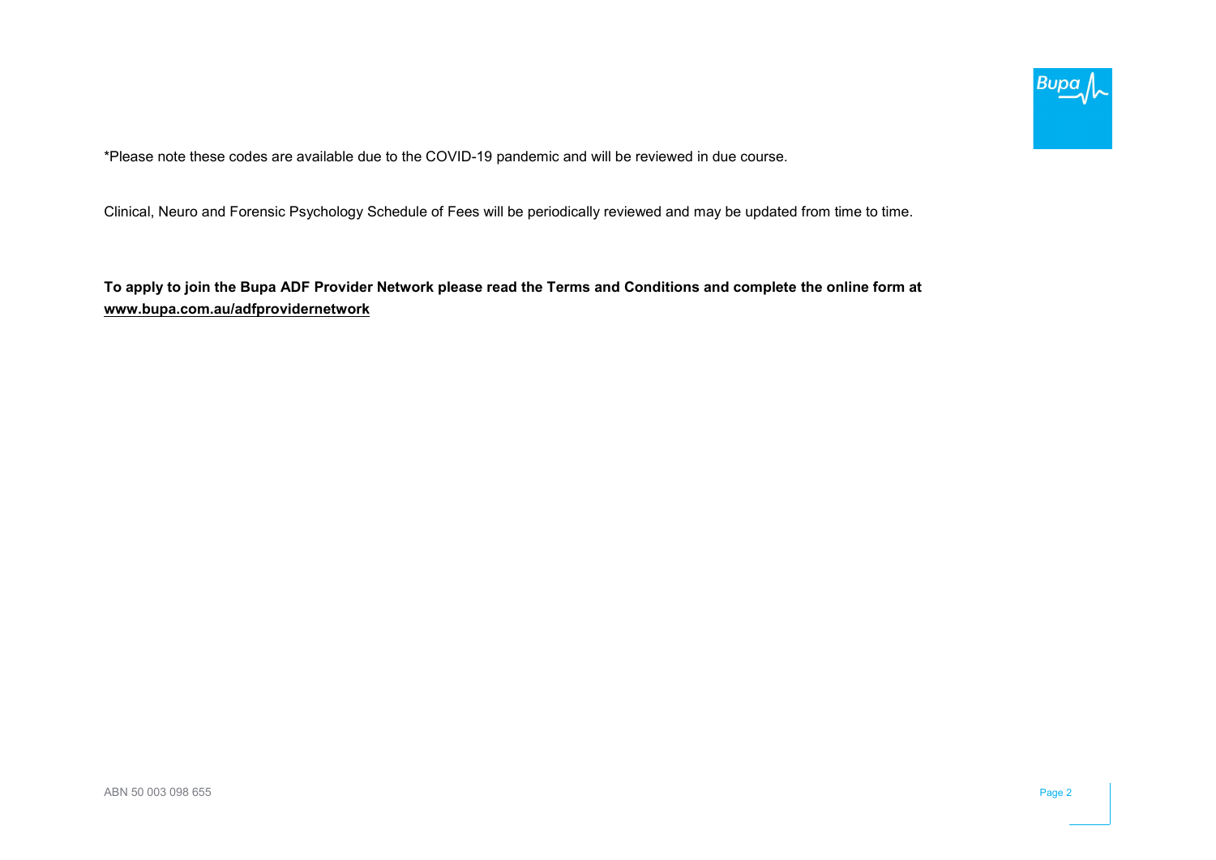*Please note these codes are available due to the COVID-19 pandemic and will be reviewed in due course.

Clinical, Neuro and Forensic Psychology Schedule of Fees will be periodically reviewed and may be updated from time to time.

**To apply to join the Bupa ADF Provider Network please read the Terms and Conditions and complete the online form at www.bupa.com.au/adfprovidernetwork**

ABN 50 003 098 655